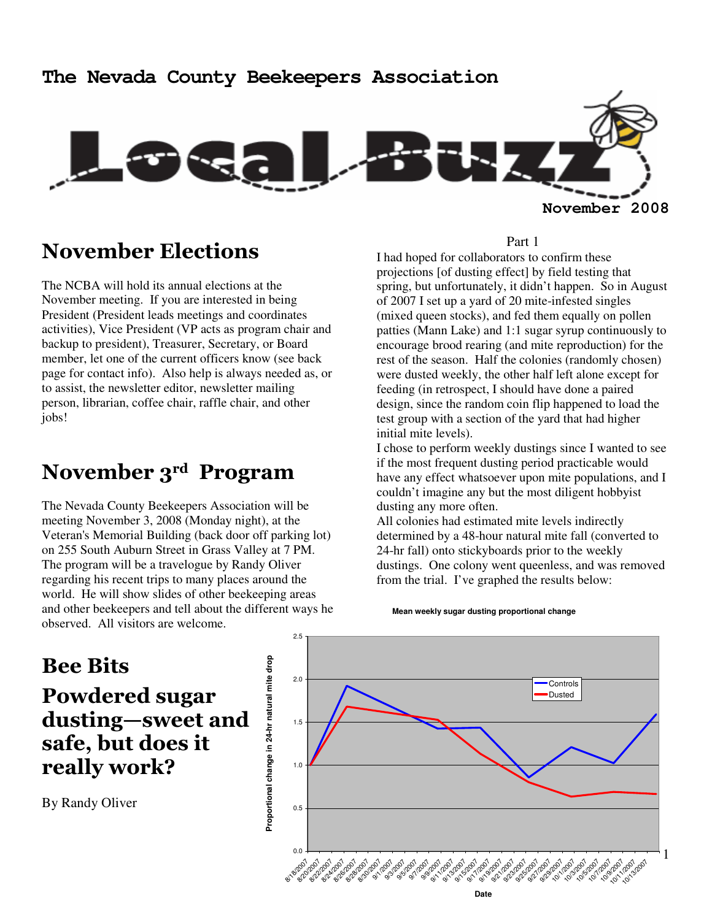# The Nevada County Beekeepers Association

# Local Buzz

**November 2008**

## November Elections

The NCBA will hold its annual elections at the November meeting. If you are interested in being President (President leads meetings and coordinates activities), Vice President (VP acts as program chair and backup to president), Treasurer, Secretary, or Board member, let one of the current officers know (see back page for contact info). Also help is always needed as, or to assist, the newsletter editor, newsletter mailing person, librarian, coffee chair, raffle chair, and other jobs!

## November 3rd Program

The Nevada County Beekeepers Association will be meeting November 3, 2008 (Monday night), at the Veteran's Memorial Building (back door off parking lot) on 255 South Auburn Street in Grass Valley at 7 PM. The program will be a travelogue by Randy Oliver regarding his recent trips to many places around the world. He will show slides of other beekeeping areas and other beekeepers and tell about the different ways he observed. All visitors are welcome.

## Bee Bits

## Powdered sugar dusting—sweet and safe, but does it really work?

By Randy Oliver

Part 1

I had hoped for collaborators to confirm these projections [of dusting effect] by field testing that spring, but unfortunately, it didn't happen. So in August of 2007 I set up a yard of 20 mite-infested singles (mixed queen stocks), and fed them equally on pollen patties (Mann Lake) and 1:1 sugar syrup continuously to encourage brood rearing (and mite reproduction) for the rest of the season. Half the colonies (randomly chosen) were dusted weekly, the other half left alone except for feeding (in retrospect, I should have done a paired design, since the random coin flip happened to load the test group with a section of the yard that had higher initial mite levels).

I chose to perform weekly dustings since I wanted to see if the most frequent dusting period practicable would have any effect whatsoever upon mite populations, and I couldn't imagine any but the most diligent hobbyist dusting any more often.

All colonies had estimated mite levels indirectly determined by a 48-hour natural mite fall (converted to 24-hr fall) onto stickyboards prior to the weekly dustings. One colony went queenless, and was removed from the trial. I've graphed the results below:

**Mean weekly sugar dusting proportional change**

(Chart: y-axis "Proportional change in 24-hr natural mite drop" 0.0–2.5; x-axis "Date" 8/18/2007–10/13/2007; series: Controls, Dusted)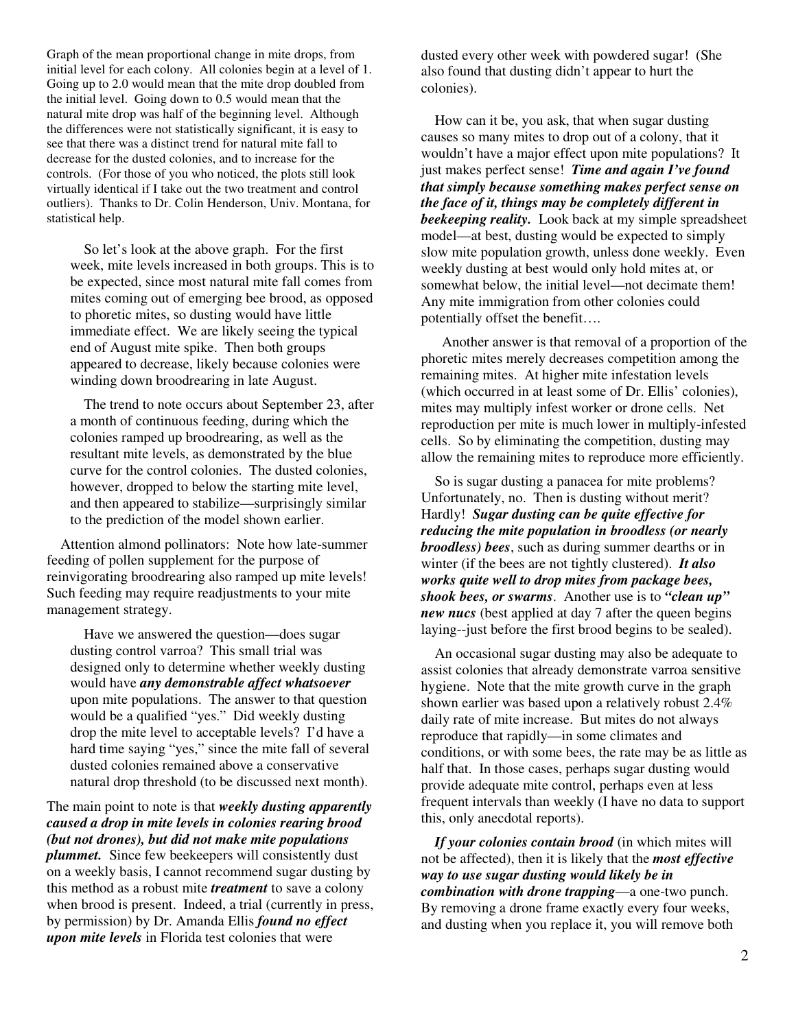Graph of the mean proportional change in mite drops, from initial level for each colony. All colonies begin at a level of 1. Going up to 2.0 would mean that the mite drop doubled from the initial level. Going down to 0.5 would mean that the natural mite drop was half of the beginning level. Although the differences were not statistically significant, it is easy to see that there was a distinct trend for natural mite fall to decrease for the dusted colonies, and to increase for the controls. (For those of you who noticed, the plots still look virtually identical if I take out the two treatment and control outliers). Thanks to Dr. Colin Henderson, Univ. Montana, for statistical help.

So let's look at the above graph. For the first week, mite levels increased in both groups. This is to be expected, since most natural mite fall comes from mites coming out of emerging bee brood, as opposed to phoretic mites, so dusting would have little immediate effect. We are likely seeing the typical end of August mite spike. Then both groups appeared to decrease, likely because colonies were winding down broodrearing in late August.

The trend to note occurs about September 23, after a month of continuous feeding, during which the colonies ramped up broodrearing, as well as the resultant mite levels, as demonstrated by the blue curve for the control colonies. The dusted colonies, however, dropped to below the starting mite level, and then appeared to stabilize—surprisingly similar to the prediction of the model shown earlier.

Attention almond pollinators: Note how late-summer feeding of pollen supplement for the purpose of reinvigorating broodrearing also ramped up mite levels! Such feeding may require readjustments to your mite management strategy.

Have we answered the question—does sugar dusting control varroa? This small trial was designed only to determine whether weekly dusting would have ***any demonstrable affect whatsoever*** upon mite populations. The answer to that question would be a qualified "yes." Did weekly dusting drop the mite level to acceptable levels? I'd have a hard time saying "yes," since the mite fall of several dusted colonies remained above a conservative natural drop threshold (to be discussed next month).

The main point to note is that ***weekly dusting apparently caused a drop in mite levels in colonies rearing brood (but not drones), but did not make mite populations plummet.*** Since few beekeepers will consistently dust on a weekly basis, I cannot recommend sugar dusting by this method as a robust mite ***treatment*** to save a colony when brood is present. Indeed, a trial (currently in press, by permission) by Dr. Amanda Ellis ***found no effect upon mite levels*** in Florida test colonies that were dusted every other week with powdered sugar! (She also found that dusting didn't appear to hurt the colonies).

How can it be, you ask, that when sugar dusting causes so many mites to drop out of a colony, that it wouldn't have a major effect upon mite populations? It just makes perfect sense! ***Time and again I've found that simply because something makes perfect sense on the face of it, things may be completely different in beekeeping reality.*** Look back at my simple spreadsheet model—at best, dusting would be expected to simply slow mite population growth, unless done weekly. Even weekly dusting at best would only hold mites at, or somewhat below, the initial level—not decimate them! Any mite immigration from other colonies could potentially offset the benefit….

Another answer is that removal of a proportion of the phoretic mites merely decreases competition among the remaining mites. At higher mite infestation levels (which occurred in at least some of Dr. Ellis' colonies), mites may multiply infest worker or drone cells. Net reproduction per mite is much lower in multiply-infested cells. So by eliminating the competition, dusting may allow the remaining mites to reproduce more efficiently.

So is sugar dusting a panacea for mite problems? Unfortunately, no. Then is dusting without merit? Hardly! ***Sugar dusting can be quite effective for reducing the mite population in broodless (or nearly broodless) bees***, such as during summer dearths or in winter (if the bees are not tightly clustered). ***It also works quite well to drop mites from package bees, shook bees, or swarms***. Another use is to ***"clean up" new nucs*** (best applied at day 7 after the queen begins laying--just before the first brood begins to be sealed).

An occasional sugar dusting may also be adequate to assist colonies that already demonstrate varroa sensitive hygiene. Note that the mite growth curve in the graph shown earlier was based upon a relatively robust 2.4% daily rate of mite increase. But mites do not always reproduce that rapidly—in some climates and conditions, or with some bees, the rate may be as little as half that. In those cases, perhaps sugar dusting would provide adequate mite control, perhaps even at less frequent intervals than weekly (I have no data to support this, only anecdotal reports).

***If your colonies contain brood*** (in which mites will not be affected), then it is likely that the ***most effective way to use sugar dusting would likely be in combination with drone trapping***—a one-two punch. By removing a drone frame exactly every four weeks, and dusting when you replace it, you will remove both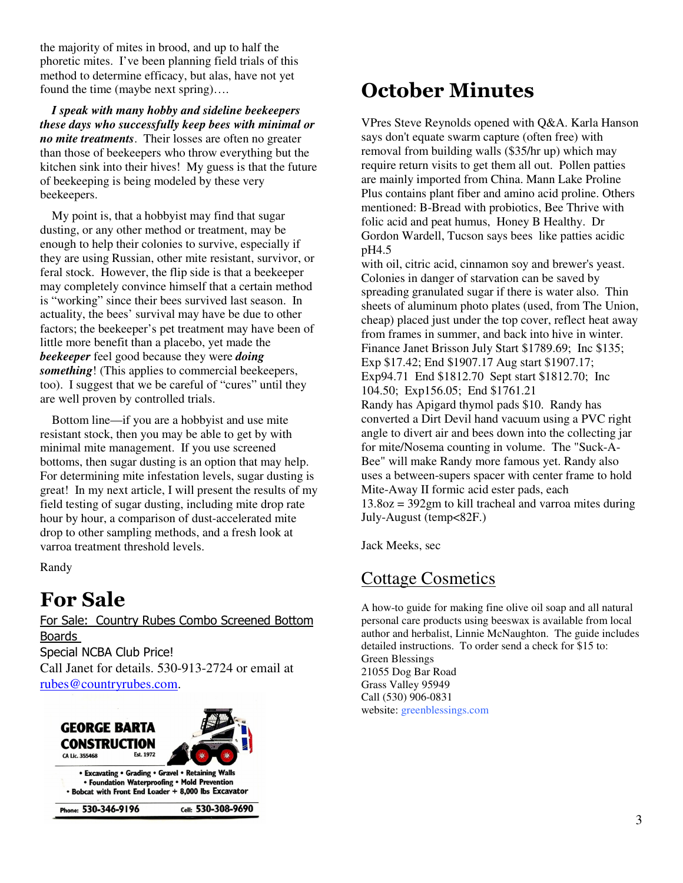the majority of mites in brood, and up to half the phoretic mites. I've been planning field trials of this method to determine efficacy, but alas, have not yet found the time (maybe next spring)….

***I speak with many hobby and sideline beekeepers these days who successfully keep bees with minimal or no mite treatments***. Their losses are often no greater than those of beekeepers who throw everything but the kitchen sink into their hives! My guess is that the future of beekeeping is being modeled by these very beekeepers.

My point is, that a hobbyist may find that sugar dusting, or any other method or treatment, may be enough to help their colonies to survive, especially if they are using Russian, other mite resistant, survivor, or feral stock. However, the flip side is that a beekeeper may completely convince himself that a certain method is "working" since their bees survived last season. In actuality, the bees' survival may have be due to other factors; the beekeeper's pet treatment may have been of little more benefit than a placebo, yet made the ***beekeeper*** feel good because they were ***doing something***! (This applies to commercial beekeepers, too). I suggest that we be careful of "cures" until they are well proven by controlled trials.

Bottom line—if you are a hobbyist and use mite resistant stock, then you may be able to get by with minimal mite management. If you use screened bottoms, then sugar dusting is an option that may help. For determining mite infestation levels, sugar dusting is great! In my next article, I will present the results of my field testing of sugar dusting, including mite drop rate hour by hour, a comparison of dust-accelerated mite drop to other sampling methods, and a fresh look at varroa treatment threshold levels.

Randy

# For Sale

For Sale: Country Rubes Combo Screened Bottom Boards

Special NCBA Club Price!

Call Janet for details. 530-913-2724 or email at rubes@countryrubes.com.

**GEORGE BARTA CONSTRUCTION**
CA Lic. 355468 Est. 1972

• Excavating • Grading • Gravel • Retaining Walls
• Foundation Waterproofing • Mold Prevention
• Bobcat with Front End Loader + 8,000 lbs Excavator

Phone: 530-346-9196 Cell: 530-308-9690

# October Minutes

VPres Steve Reynolds opened with Q&A. Karla Hanson says don't equate swarm capture (often free) with removal from building walls ($35/hr up) which may require return visits to get them all out. Pollen patties are mainly imported from China. Mann Lake Proline Plus contains plant fiber and amino acid proline. Others mentioned: B-Bread with probiotics, Bee Thrive with folic acid and peat humus, Honey B Healthy. Dr Gordon Wardell, Tucson says bees like patties acidic pH4.5
with oil, citric acid, cinnamon soy and brewer's yeast. Colonies in danger of starvation can be saved by spreading granulated sugar if there is water also. Thin sheets of aluminum photo plates (used, from The Union, cheap) placed just under the top cover, reflect heat away from frames in summer, and back into hive in winter.
Finance Janet Brisson July Start $1789.69; Inc $135; Exp $17.42; End $1907.17 Aug start $1907.17; Exp94.71 End $1812.70 Sept start $1812.70; Inc 104.50; Exp156.05; End $1761.21
Randy has Apigard thymol pads $10. Randy has converted a Dirt Devil hand vacuum using a PVC right angle to divert air and bees down into the collecting jar for mite/Nosema counting in volume. The "Suck-A-Bee" will make Randy more famous yet. Randy also uses a between-supers spacer with center frame to hold Mite-Away II formic acid ester pads, each
13.8oz = 392gm to kill tracheal and varroa mites during July-August (temp<82F.)

Jack Meeks, sec

## Cottage Cosmetics

A how-to guide for making fine olive oil soap and all natural personal care products using beeswax is available from local author and herbalist, Linnie McNaughton. The guide includes detailed instructions. To order send a check for $15 to:
Green Blessings
21055 Dog Bar Road
Grass Valley 95949
Call (530) 906-0831
website: greenblessings.com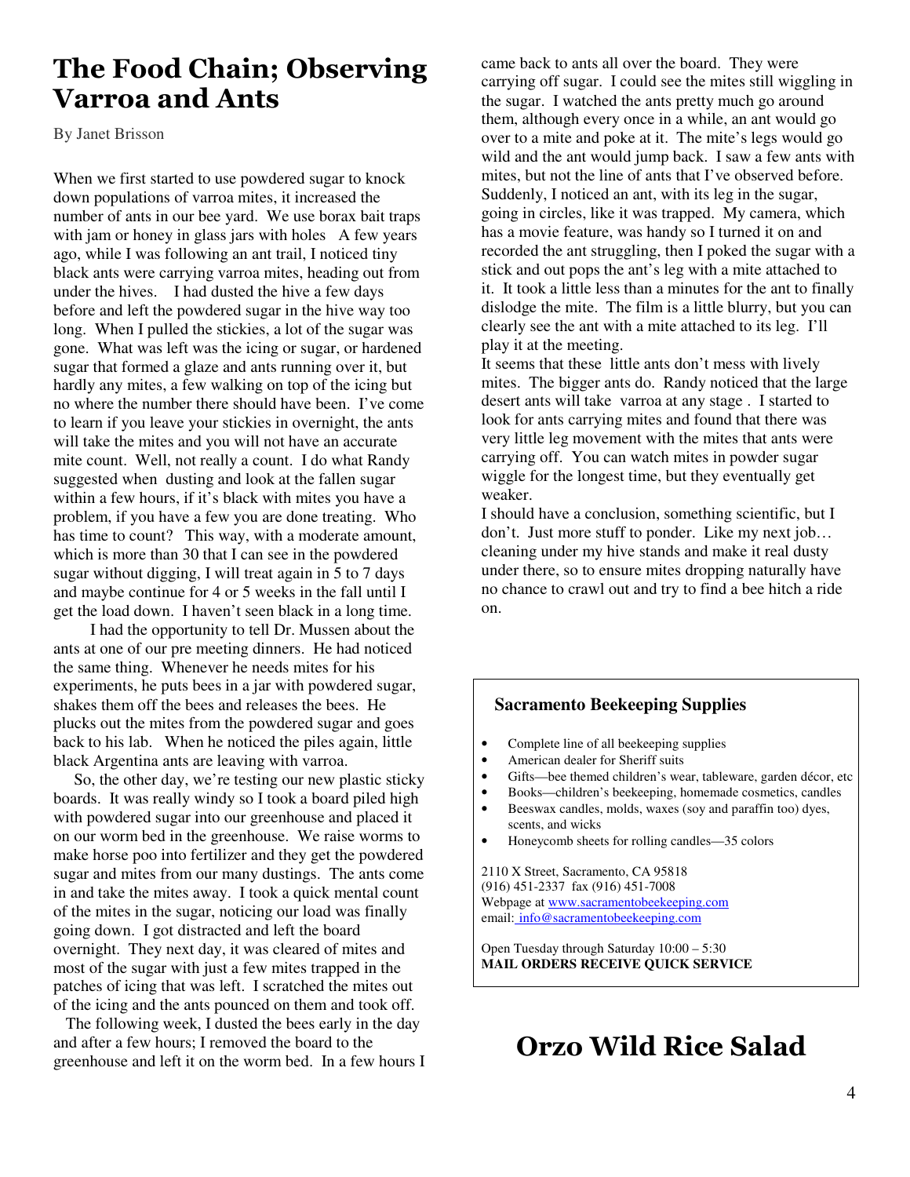# The Food Chain; Observing Varroa and Ants

By Janet Brisson

When we first started to use powdered sugar to knock down populations of varroa mites, it increased the number of ants in our bee yard. We use borax bait traps with jam or honey in glass jars with holes A few years ago, while I was following an ant trail, I noticed tiny black ants were carrying varroa mites, heading out from under the hives. I had dusted the hive a few days before and left the powdered sugar in the hive way too long. When I pulled the stickies, a lot of the sugar was gone. What was left was the icing or sugar, or hardened sugar that formed a glaze and ants running over it, but hardly any mites, a few walking on top of the icing but no where the number there should have been. I've come to learn if you leave your stickies in overnight, the ants will take the mites and you will not have an accurate mite count. Well, not really a count. I do what Randy suggested when dusting and look at the fallen sugar within a few hours, if it's black with mites you have a problem, if you have a few you are done treating. Who has time to count? This way, with a moderate amount, which is more than 30 that I can see in the powdered sugar without digging, I will treat again in 5 to 7 days and maybe continue for 4 or 5 weeks in the fall until I get the load down. I haven't seen black in a long time.

I had the opportunity to tell Dr. Mussen about the ants at one of our pre meeting dinners. He had noticed the same thing. Whenever he needs mites for his experiments, he puts bees in a jar with powdered sugar, shakes them off the bees and releases the bees. He plucks out the mites from the powdered sugar and goes back to his lab. When he noticed the piles again, little black Argentina ants are leaving with varroa.

So, the other day, we're testing our new plastic sticky boards. It was really windy so I took a board piled high with powdered sugar into our greenhouse and placed it on our worm bed in the greenhouse. We raise worms to make horse poo into fertilizer and they get the powdered sugar and mites from our many dustings. The ants come in and take the mites away. I took a quick mental count of the mites in the sugar, noticing our load was finally going down. I got distracted and left the board overnight. They next day, it was cleared of mites and most of the sugar with just a few mites trapped in the patches of icing that was left. I scratched the mites out of the icing and the ants pounced on them and took off.

The following week, I dusted the bees early in the day and after a few hours; I removed the board to the greenhouse and left it on the worm bed. In a few hours I came back to ants all over the board. They were carrying off sugar. I could see the mites still wiggling in the sugar. I watched the ants pretty much go around them, although every once in a while, an ant would go over to a mite and poke at it. The mite's legs would go wild and the ant would jump back. I saw a few ants with mites, but not the line of ants that I've observed before. Suddenly, I noticed an ant, with its leg in the sugar, going in circles, like it was trapped. My camera, which has a movie feature, was handy so I turned it on and recorded the ant struggling, then I poked the sugar with a stick and out pops the ant's leg with a mite attached to it. It took a little less than a minutes for the ant to finally dislodge the mite. The film is a little blurry, but you can clearly see the ant with a mite attached to its leg. I'll play it at the meeting.

It seems that these little ants don't mess with lively mites. The bigger ants do. Randy noticed that the large desert ants will take varroa at any stage . I started to look for ants carrying mites and found that there was very little leg movement with the mites that ants were carrying off. You can watch mites in powder sugar wiggle for the longest time, but they eventually get weaker.

I should have a conclusion, something scientific, but I don't. Just more stuff to ponder. Like my next job… cleaning under my hive stands and make it real dusty under there, so to ensure mites dropping naturally have no chance to crawl out and try to find a bee hitch a ride on.

---

**Sacramento Beekeeping Supplies**

- Complete line of all beekeeping supplies
- American dealer for Sheriff suits
- Gifts—bee themed children's wear, tableware, garden décor, etc
- Books—children's beekeeping, homemade cosmetics, candles
- Beeswax candles, molds, waxes (soy and paraffin too) dyes, scents, and wicks
- Honeycomb sheets for rolling candles—35 colors

2110 X Street, Sacramento, CA 95818
(916) 451-2337 fax (916) 451-7008
Webpage at www.sacramentobeekeeping.com
email: info@sacramentobeekeeping.com

Open Tuesday through Saturday 10:00 – 5:30
**MAIL ORDERS RECEIVE QUICK SERVICE**

---

# Orzo Wild Rice Salad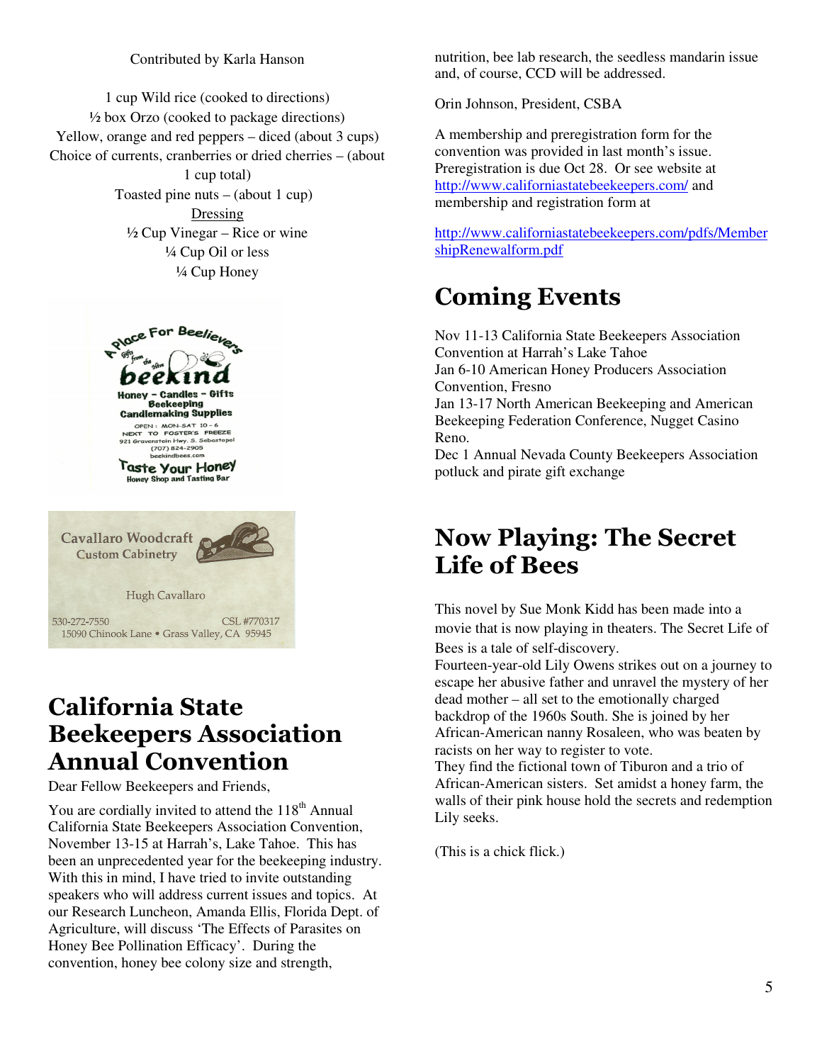Contributed by Karla Hanson

1 cup Wild rice (cooked to directions)
½ box Orzo (cooked to package directions)
Yellow, orange and red peppers – diced (about 3 cups)
Choice of currents, cranberries or dried cherries – (about 1 cup total)
Toasted pine nuts – (about 1 cup)

Dressing

½ Cup Vinegar – Rice or wine
¼ Cup Oil or less
¼ Cup Honey

A Place For Beelievers
Gifts from the Hive
beekind
Honey - Candles - Gifts
Beekeeping
Candlemaking Supplies
OPEN: MON-SAT 10 - 6
NEXT TO FOSTER'S FREEZE
921 Gravenstein Hwy. S. Sebastopol
(707) 824-2905
beekindbees.com
Taste Your Honey
Honey Shop and Tasting Bar

Cavallaro Woodcraft
Custom Cabinetry
Hugh Cavallaro
530-272-7550 CSL #770317
15090 Chinook Lane • Grass Valley, CA 95945

# California State Beekeepers Association Annual Convention

Dear Fellow Beekeepers and Friends,

You are cordially invited to attend the 118th Annual California State Beekeepers Association Convention, November 13-15 at Harrah's, Lake Tahoe. This has been an unprecedented year for the beekeeping industry. With this in mind, I have tried to invite outstanding speakers who will address current issues and topics. At our Research Luncheon, Amanda Ellis, Florida Dept. of Agriculture, will discuss 'The Effects of Parasites on Honey Bee Pollination Efficacy'. During the convention, honey bee colony size and strength, nutrition, bee lab research, the seedless mandarin issue and, of course, CCD will be addressed.

Orin Johnson, President, CSBA

A membership and preregistration form for the convention was provided in last month's issue. Preregistration is due Oct 28. Or see website at http://www.californiastatebeekeepers.com/ and membership and registration form at

http://www.californiastatebeekeepers.com/pdfs/MembershipRenewalform.pdf

# Coming Events

Nov 11-13 California State Beekeepers Association Convention at Harrah's Lake Tahoe
Jan 6-10 American Honey Producers Association Convention, Fresno
Jan 13-17 North American Beekeeping and American Beekeeping Federation Conference, Nugget Casino Reno.
Dec 1 Annual Nevada County Beekeepers Association potluck and pirate gift exchange

# Now Playing: The Secret Life of Bees

This novel by Sue Monk Kidd has been made into a movie that is now playing in theaters. The Secret Life of Bees is a tale of self-discovery.
Fourteen-year-old Lily Owens strikes out on a journey to escape her abusive father and unravel the mystery of her dead mother – all set to the emotionally charged backdrop of the 1960s South. She is joined by her African-American nanny Rosaleen, who was beaten by racists on her way to register to vote.
They find the fictional town of Tiburon and a trio of African-American sisters. Set amidst a honey farm, the walls of their pink house hold the secrets and redemption Lily seeks.

(This is a chick flick.)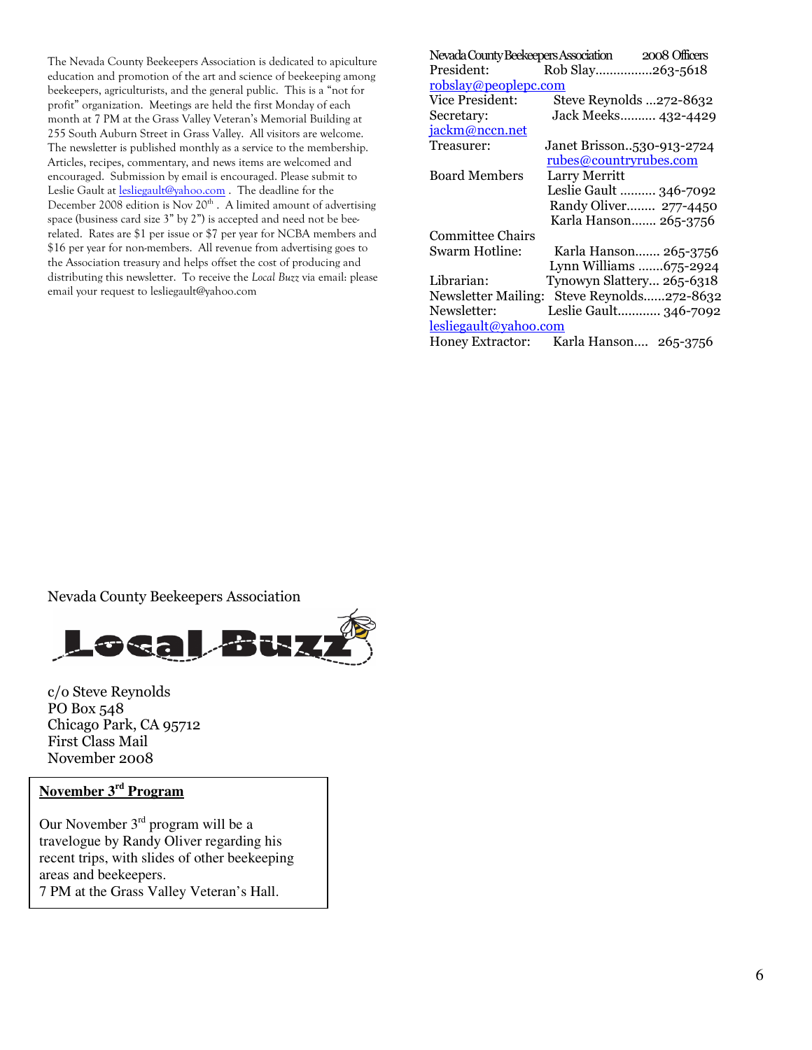The Nevada County Beekeepers Association is dedicated to apiculture education and promotion of the art and science of beekeeping among beekeepers, agriculturists, and the general public. This is a "not for profit" organization. Meetings are held the first Monday of each month at 7 PM at the Grass Valley Veteran's Memorial Building at 255 South Auburn Street in Grass Valley. All visitors are welcome. The newsletter is published monthly as a service to the membership. Articles, recipes, commentary, and news items are welcomed and encouraged. Submission by email is encouraged. Please submit to Leslie Gault at lesliegault@yahoo.com . The deadline for the December 2008 edition is Nov 20th . A limited amount of advertising space (business card size 3" by 2") is accepted and need not be bee-related. Rates are $1 per issue or $7 per year for NCBA members and $16 per year for non-members. All revenue from advertising goes to the Association treasury and helps offset the cost of producing and distributing this newsletter. To receive the *Local Buzz* via email: please email your request to lesliegault@yahoo.com

**Nevada County Beekeepers Association 2008 Officers**

President: Rob Slay................263-5618
robslay@peoplepc.com
Vice President: Steve Reynolds ...272-8632
Secretary: Jack Meeks.......... 432-4429
jackm@nccn.net
Treasurer: Janet Brisson..530-913-2724
rubes@countryrubes.com
Board Members: Larry Merritt
Leslie Gault .......... 346-7092
Randy Oliver........ 277-4450
Karla Hanson....... 265-3756

Committee Chairs
Swarm Hotline: Karla Hanson....... 265-3756
Lynn Williams .......675-2924
Librarian: Tynowyn Slattery... 265-6318
Newsletter Mailing: Steve Reynolds......272-8632
Newsletter: Leslie Gault............ 346-7092
lesliegault@yahoo.com
Honey Extractor: Karla Hanson.... 265-3756

Nevada County Beekeepers Association

Local Buzz

c/o Steve Reynolds
PO Box 548
Chicago Park, CA 95712
First Class Mail
November 2008

**November 3rd Program**

Our November 3rd program will be a travelogue by Randy Oliver regarding his recent trips, with slides of other beekeeping areas and beekeepers.
7 PM at the Grass Valley Veteran's Hall.